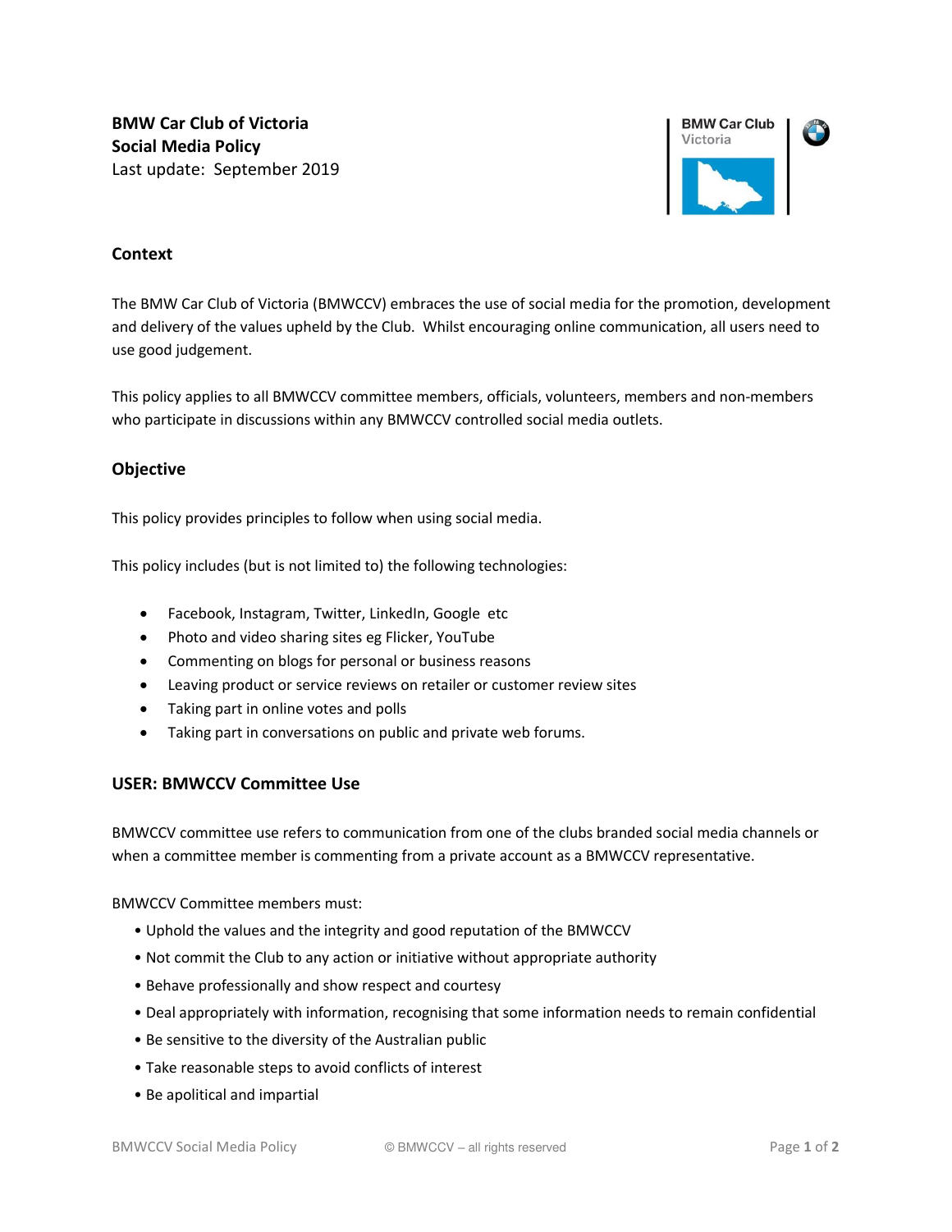**BMW Car Club of Victoria**
**Social Media Policy**
Last update: September 2019

## Context

The BMW Car Club of Victoria (BMWCCV) embraces the use of social media for the promotion, development and delivery of the values upheld by the Club. Whilst encouraging online communication, all users need to use good judgement.

This policy applies to all BMWCCV committee members, officials, volunteers, members and non-members who participate in discussions within any BMWCCV controlled social media outlets.

## Objective

This policy provides principles to follow when using social media.

This policy includes (but is not limited to) the following technologies:

- Facebook, Instagram, Twitter, LinkedIn, Google etc
- Photo and video sharing sites eg Flicker, YouTube
- Commenting on blogs for personal or business reasons
- Leaving product or service reviews on retailer or customer review sites
- Taking part in online votes and polls
- Taking part in conversations on public and private web forums.

## USER: BMWCCV Committee Use

BMWCCV committee use refers to communication from one of the clubs branded social media channels or when a committee member is commenting from a private account as a BMWCCV representative.

BMWCCV Committee members must:

- Uphold the values and the integrity and good reputation of the BMWCCV
- Not commit the Club to any action or initiative without appropriate authority
- Behave professionally and show respect and courtesy
- Deal appropriately with information, recognising that some information needs to remain confidential
- Be sensitive to the diversity of the Australian public
- Take reasonable steps to avoid conflicts of interest
- Be apolitical and impartial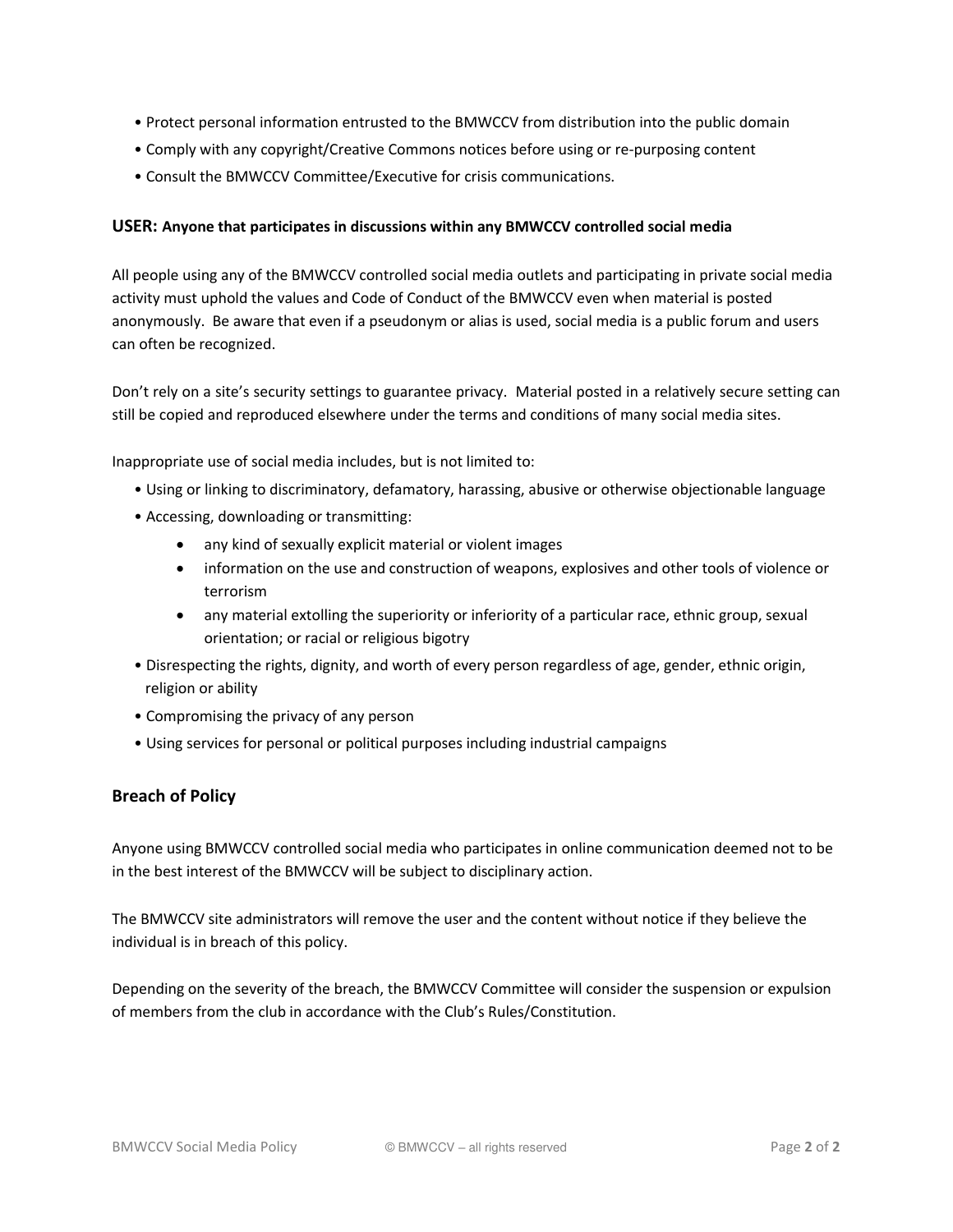- Protect personal information entrusted to the BMWCCV from distribution into the public domain
- Comply with any copyright/Creative Commons notices before using or re-purposing content
- Consult the BMWCCV Committee/Executive for crisis communications.

### USER: Anyone that participates in discussions within any BMWCCV controlled social media

All people using any of the BMWCCV controlled social media outlets and participating in private social media activity must uphold the values and Code of Conduct of the BMWCCV even when material is posted anonymously. Be aware that even if a pseudonym or alias is used, social media is a public forum and users can often be recognized.

Don't rely on a site's security settings to guarantee privacy. Material posted in a relatively secure setting can still be copied and reproduced elsewhere under the terms and conditions of many social media sites.

Inappropriate use of social media includes, but is not limited to:

- Using or linking to discriminatory, defamatory, harassing, abusive or otherwise objectionable language
- Accessing, downloading or transmitting:
    - any kind of sexually explicit material or violent images
    - information on the use and construction of weapons, explosives and other tools of violence or terrorism
    - any material extolling the superiority or inferiority of a particular race, ethnic group, sexual orientation; or racial or religious bigotry
- Disrespecting the rights, dignity, and worth of every person regardless of age, gender, ethnic origin, religion or ability
- Compromising the privacy of any person
- Using services for personal or political purposes including industrial campaigns

## Breach of Policy

Anyone using BMWCCV controlled social media who participates in online communication deemed not to be in the best interest of the BMWCCV will be subject to disciplinary action.

The BMWCCV site administrators will remove the user and the content without notice if they believe the individual is in breach of this policy.

Depending on the severity of the breach, the BMWCCV Committee will consider the suspension or expulsion of members from the club in accordance with the Club's Rules/Constitution.